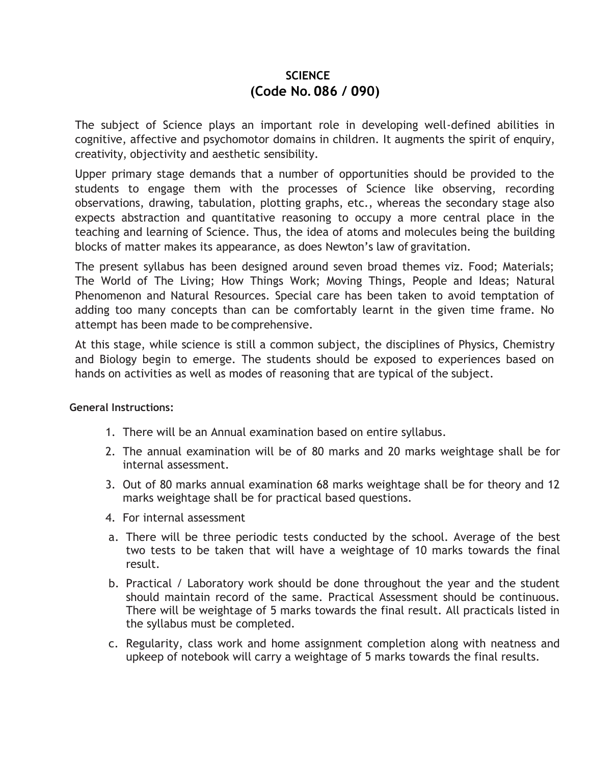# SCIENCE
## (Code No. 086 / 090)

The subject of Science plays an important role in developing well-defined abilities in cognitive, affective and psychomotor domains in children. It augments the spirit of enquiry, creativity, objectivity and aesthetic sensibility.

Upper primary stage demands that a number of opportunities should be provided to the students to engage them with the processes of Science like observing, recording observations, drawing, tabulation, plotting graphs, etc., whereas the secondary stage also expects abstraction and quantitative reasoning to occupy a more central place in the teaching and learning of Science. Thus, the idea of atoms and molecules being the building blocks of matter makes its appearance, as does Newton's law of gravitation.

The present syllabus has been designed around seven broad themes viz. Food; Materials; The World of The Living; How Things Work; Moving Things, People and Ideas; Natural Phenomenon and Natural Resources. Special care has been taken to avoid temptation of adding too many concepts than can be comfortably learnt in the given time frame. No attempt has been made to be comprehensive.

At this stage, while science is still a common subject, the disciplines of Physics, Chemistry and Biology begin to emerge. The students should be exposed to experiences based on hands on activities as well as modes of reasoning that are typical of the subject.

**General Instructions:**

1. There will be an Annual examination based on entire syllabus.
2. The annual examination will be of 80 marks and 20 marks weightage shall be for internal assessment.
3. Out of 80 marks annual examination 68 marks weightage shall be for theory and 12 marks weightage shall be for practical based questions.
4. For internal assessment

a. There will be three periodic tests conducted by the school. Average of the best two tests to be taken that will have a weightage of 10 marks towards the final result.

b. Practical / Laboratory work should be done throughout the year and the student should maintain record of the same. Practical Assessment should be continuous. There will be weightage of 5 marks towards the final result. All practicals listed in the syllabus must be completed.

c. Regularity, class work and home assignment completion along with neatness and upkeep of notebook will carry a weightage of 5 marks towards the final results.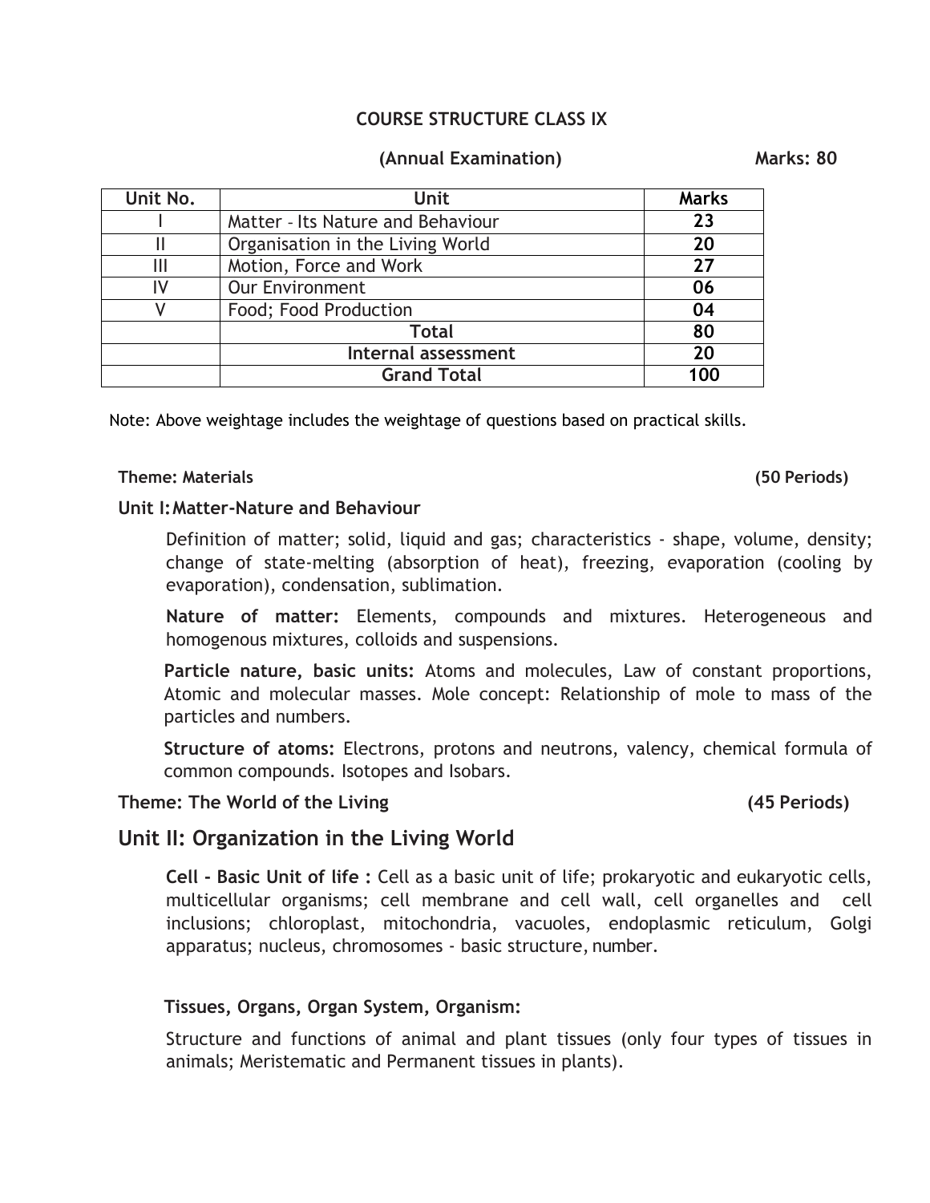# COURSE STRUCTURE CLASS IX

**(Annual Examination)** **Marks: 80**

| Unit No. | Unit | Marks |
|---|---|---|
| I | Matter - Its Nature and Behaviour | **23** |
| II | Organisation in the Living World | **20** |
| III | Motion, Force and Work | **27** |
| IV | Our Environment | **06** |
| V | Food; Food Production | **04** |
| | **Total** | **80** |
| | **Internal assessment** | **20** |
| | **Grand Total** | **100** |

Note: Above weightage includes the weightage of questions based on practical skills.

**Theme: Materials** **(50 Periods)**

**Unit I: Matter-Nature and Behaviour**

Definition of matter; solid, liquid and gas; characteristics - shape, volume, density; change of state-melting (absorption of heat), freezing, evaporation (cooling by evaporation), condensation, sublimation.

**Nature of matter:** Elements, compounds and mixtures. Heterogeneous and homogenous mixtures, colloids and suspensions.

**Particle nature, basic units:** Atoms and molecules, Law of constant proportions, Atomic and molecular masses. Mole concept: Relationship of mole to mass of the particles and numbers.

**Structure of atoms:** Electrons, protons and neutrons, valency, chemical formula of common compounds. Isotopes and Isobars.

**Theme: The World of the Living** **(45 Periods)**

## Unit II: Organization in the Living World

**Cell - Basic Unit of life :** Cell as a basic unit of life; prokaryotic and eukaryotic cells, multicellular organisms; cell membrane and cell wall, cell organelles and cell inclusions; chloroplast, mitochondria, vacuoles, endoplasmic reticulum, Golgi apparatus; nucleus, chromosomes - basic structure, number.

**Tissues, Organs, Organ System, Organism:**

Structure and functions of animal and plant tissues (only four types of tissues in animals; Meristematic and Permanent tissues in plants).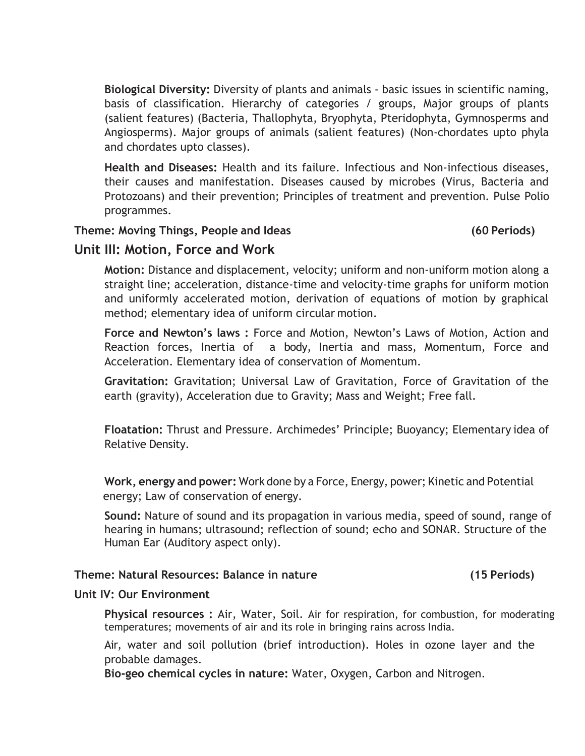**Biological Diversity:** Diversity of plants and animals - basic issues in scientific naming, basis of classification. Hierarchy of categories / groups, Major groups of plants (salient features) (Bacteria, Thallophyta, Bryophyta, Pteridophyta, Gymnosperms and Angiosperms). Major groups of animals (salient features) (Non-chordates upto phyla and chordates upto classes).

**Health and Diseases:** Health and its failure. Infectious and Non-infectious diseases, their causes and manifestation. Diseases caused by microbes (Virus, Bacteria and Protozoans) and their prevention; Principles of treatment and prevention. Pulse Polio programmes.

**Theme: Moving Things, People and Ideas** **(60 Periods)**

## Unit III: Motion, Force and Work

**Motion:** Distance and displacement, velocity; uniform and non-uniform motion along a straight line; acceleration, distance-time and velocity-time graphs for uniform motion and uniformly accelerated motion, derivation of equations of motion by graphical method; elementary idea of uniform circular motion.

**Force and Newton's laws :** Force and Motion, Newton's Laws of Motion, Action and Reaction forces, Inertia of a body, Inertia and mass, Momentum, Force and Acceleration. Elementary idea of conservation of Momentum.

**Gravitation:** Gravitation; Universal Law of Gravitation, Force of Gravitation of the earth (gravity), Acceleration due to Gravity; Mass and Weight; Free fall.

**Floatation:** Thrust and Pressure. Archimedes' Principle; Buoyancy; Elementary idea of Relative Density.

**Work, energy and power:** Work done by a Force, Energy, power; Kinetic and Potential energy; Law of conservation of energy.

**Sound:** Nature of sound and its propagation in various media, speed of sound, range of hearing in humans; ultrasound; reflection of sound; echo and SONAR. Structure of the Human Ear (Auditory aspect only).

**Theme: Natural Resources: Balance in nature** **(15 Periods)**

**Unit IV: Our Environment**

**Physical resources :** Air, Water, Soil. Air for respiration, for combustion, for moderating temperatures; movements of air and its role in bringing rains across India.

Air, water and soil pollution (brief introduction). Holes in ozone layer and the probable damages.

**Bio-geo chemical cycles in nature:** Water, Oxygen, Carbon and Nitrogen.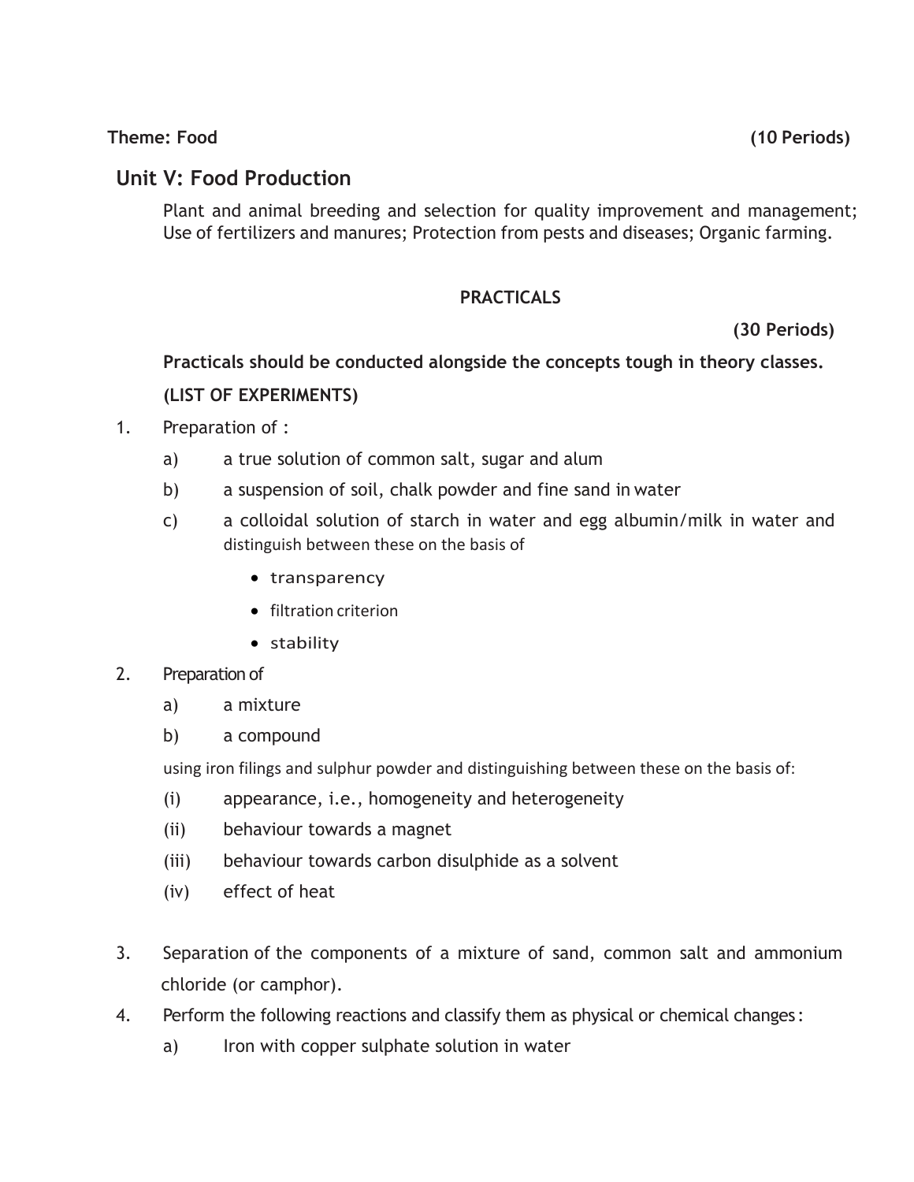**Theme: Food** **(10 Periods)**

## Unit V: Food Production

Plant and animal breeding and selection for quality improvement and management; Use of fertilizers and manures; Protection from pests and diseases; Organic farming.

### PRACTICALS

**(30 Periods)**

**Practicals should be conducted alongside the concepts tough in theory classes.**

**(LIST OF EXPERIMENTS)**

1. Preparation of :
   a) a true solution of common salt, sugar and alum
   b) a suspension of soil, chalk powder and fine sand in water
   c) a colloidal solution of starch in water and egg albumin/milk in water and distinguish between these on the basis of
      - transparency
      - filtration criterion
      - stability

2. Preparation of
   a) a mixture
   b) a compound

   using iron filings and sulphur powder and distinguishing between these on the basis of:
   (i) appearance, i.e., homogeneity and heterogeneity
   (ii) behaviour towards a magnet
   (iii) behaviour towards carbon disulphide as a solvent
   (iv) effect of heat

3. Separation of the components of a mixture of sand, common salt and ammonium chloride (or camphor).

4. Perform the following reactions and classify them as physical or chemical changes:
   a) Iron with copper sulphate solution in water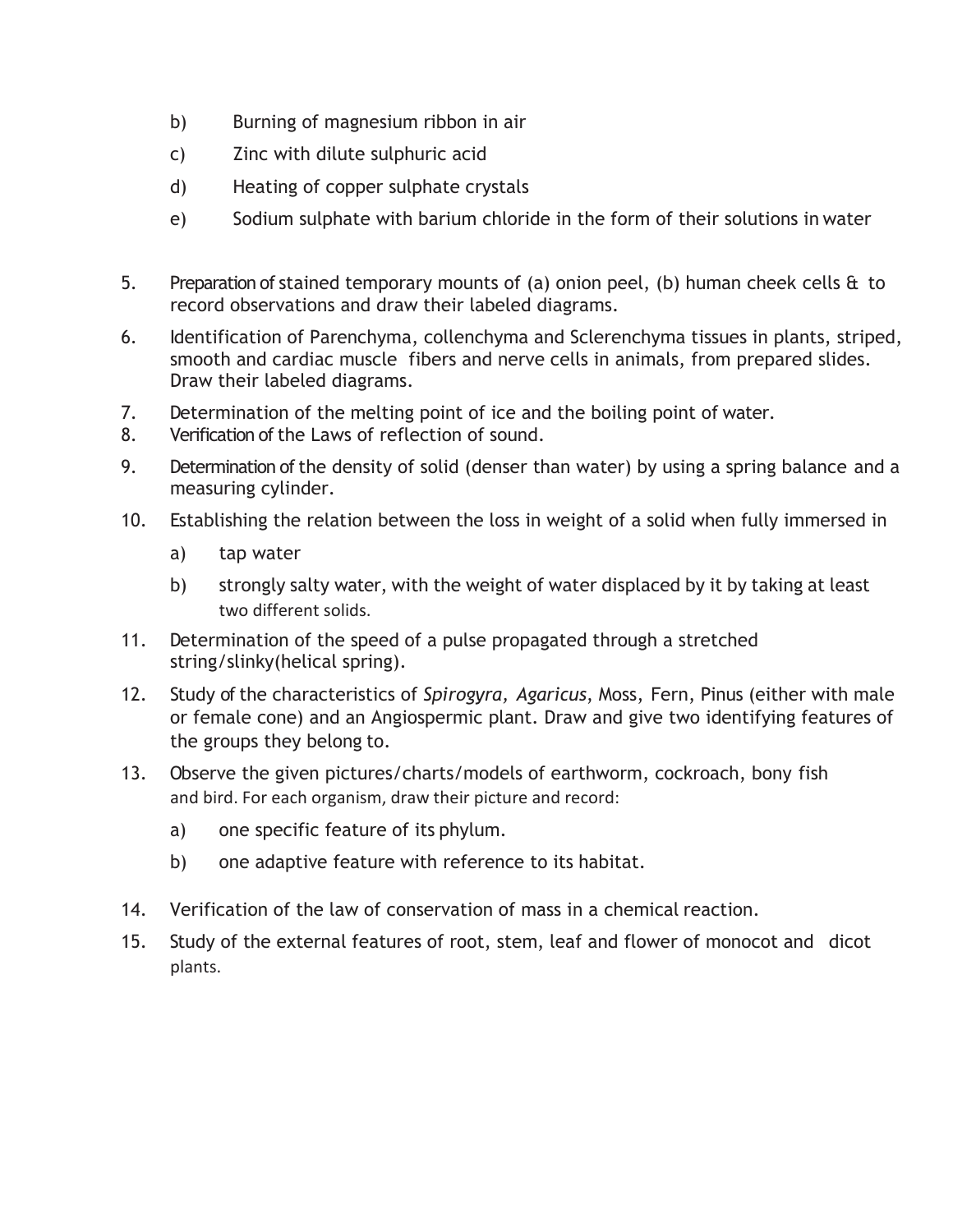b) Burning of magnesium ribbon in air

c) Zinc with dilute sulphuric acid

d) Heating of copper sulphate crystals

e) Sodium sulphate with barium chloride in the form of their solutions in water

5. Preparation of stained temporary mounts of (a) onion peel, (b) human cheek cells & to record observations and draw their labeled diagrams.

6. Identification of Parenchyma, collenchyma and Sclerenchyma tissues in plants, striped, smooth and cardiac muscle fibers and nerve cells in animals, from prepared slides. Draw their labeled diagrams.

7. Determination of the melting point of ice and the boiling point of water.

8. Verification of the Laws of reflection of sound.

9. Determination of the density of solid (denser than water) by using a spring balance and a measuring cylinder.

10. Establishing the relation between the loss in weight of a solid when fully immersed in

    a) tap water

    b) strongly salty water, with the weight of water displaced by it by taking at least two different solids.

11. Determination of the speed of a pulse propagated through a stretched string/slinky(helical spring).

12. Study of the characteristics of *Spirogyra, Agaricus*, Moss, Fern, Pinus (either with male or female cone) and an Angiospermic plant. Draw and give two identifying features of the groups they belong to.

13. Observe the given pictures/charts/models of earthworm, cockroach, bony fish and bird. For each organism, draw their picture and record:

    a) one specific feature of its phylum.

    b) one adaptive feature with reference to its habitat.

14. Verification of the law of conservation of mass in a chemical reaction.

15. Study of the external features of root, stem, leaf and flower of monocot and dicot plants.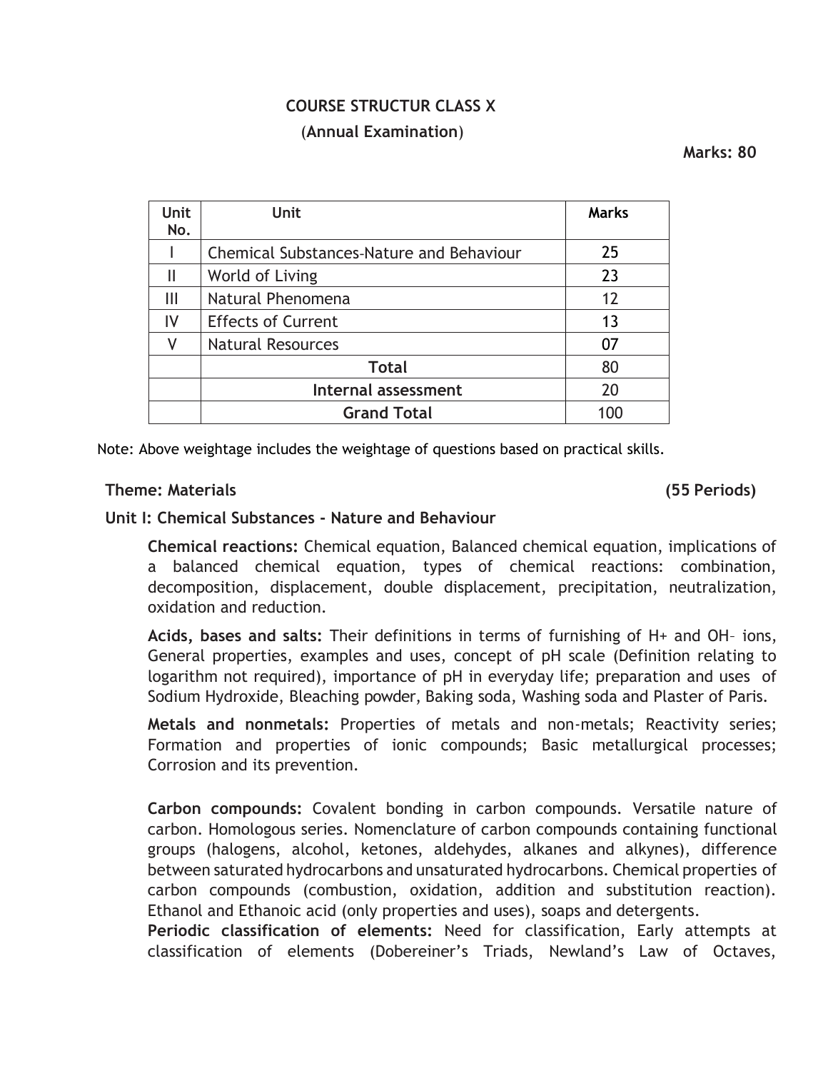## COURSE STRUCTUR CLASS X

### (Annual Examination)

**Marks: 80**

| Unit No. | Unit | Marks |
|---|---|---|
| I | Chemical Substances-Nature and Behaviour | 25 |
| II | World of Living | 23 |
| III | Natural Phenomena | 12 |
| IV | Effects of Current | 13 |
| V | Natural Resources | 07 |
| | **Total** | 80 |
| | **Internal assessment** | 20 |
| | **Grand Total** | 100 |

Note: Above weightage includes the weightage of questions based on practical skills.

**Theme: Materials** **(55 Periods)**

**Unit I: Chemical Substances - Nature and Behaviour**

**Chemical reactions:** Chemical equation, Balanced chemical equation, implications of a balanced chemical equation, types of chemical reactions: combination, decomposition, displacement, double displacement, precipitation, neutralization, oxidation and reduction.

**Acids, bases and salts:** Their definitions in terms of furnishing of $H^+$ and $OH^-$ ions, General properties, examples and uses, concept of pH scale (Definition relating to logarithm not required), importance of pH in everyday life; preparation and uses of Sodium Hydroxide, Bleaching powder, Baking soda, Washing soda and Plaster of Paris.

**Metals and nonmetals:** Properties of metals and non-metals; Reactivity series; Formation and properties of ionic compounds; Basic metallurgical processes; Corrosion and its prevention.

**Carbon compounds:** Covalent bonding in carbon compounds. Versatile nature of carbon. Homologous series. Nomenclature of carbon compounds containing functional groups (halogens, alcohol, ketones, aldehydes, alkanes and alkynes), difference between saturated hydrocarbons and unsaturated hydrocarbons. Chemical properties of carbon compounds (combustion, oxidation, addition and substitution reaction). Ethanol and Ethanoic acid (only properties and uses), soaps and detergents.

**Periodic classification of elements:** Need for classification, Early attempts at classification of elements (Dobereiner's Triads, Newland's Law of Octaves,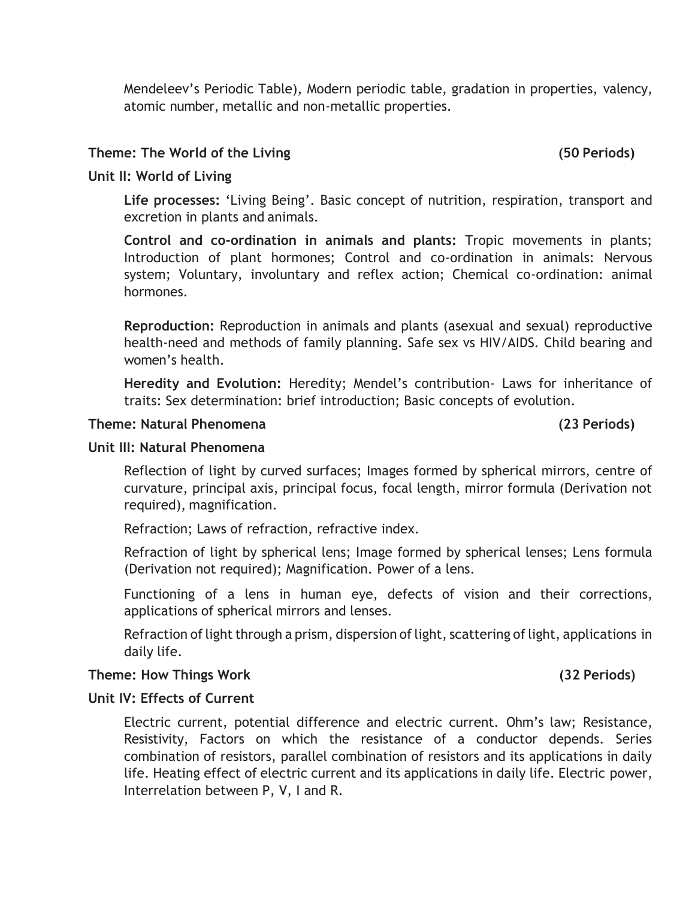Mendeleev's Periodic Table), Modern periodic table, gradation in properties, valency, atomic number, metallic and non-metallic properties.

**Theme: The World of the Living** **(50 Periods)**

**Unit II: World of Living**

**Life processes:** 'Living Being'. Basic concept of nutrition, respiration, transport and excretion in plants and animals.

**Control and co-ordination in animals and plants:** Tropic movements in plants; Introduction of plant hormones; Control and co-ordination in animals: Nervous system; Voluntary, involuntary and reflex action; Chemical co-ordination: animal hormones.

**Reproduction:** Reproduction in animals and plants (asexual and sexual) reproductive health-need and methods of family planning. Safe sex vs HIV/AIDS. Child bearing and women's health.

**Heredity and Evolution:** Heredity; Mendel's contribution- Laws for inheritance of traits: Sex determination: brief introduction; Basic concepts of evolution.

**Theme: Natural Phenomena** **(23 Periods)**

**Unit III: Natural Phenomena**

Reflection of light by curved surfaces; Images formed by spherical mirrors, centre of curvature, principal axis, principal focus, focal length, mirror formula (Derivation not required), magnification.

Refraction; Laws of refraction, refractive index.

Refraction of light by spherical lens; Image formed by spherical lenses; Lens formula (Derivation not required); Magnification. Power of a lens.

Functioning of a lens in human eye, defects of vision and their corrections, applications of spherical mirrors and lenses.

Refraction of light through a prism, dispersion of light, scattering of light, applications in daily life.

**Theme: How Things Work** **(32 Periods)**

**Unit IV: Effects of Current**

Electric current, potential difference and electric current. Ohm's law; Resistance, Resistivity, Factors on which the resistance of a conductor depends. Series combination of resistors, parallel combination of resistors and its applications in daily life. Heating effect of electric current and its applications in daily life. Electric power, Interrelation between P, V, I and R.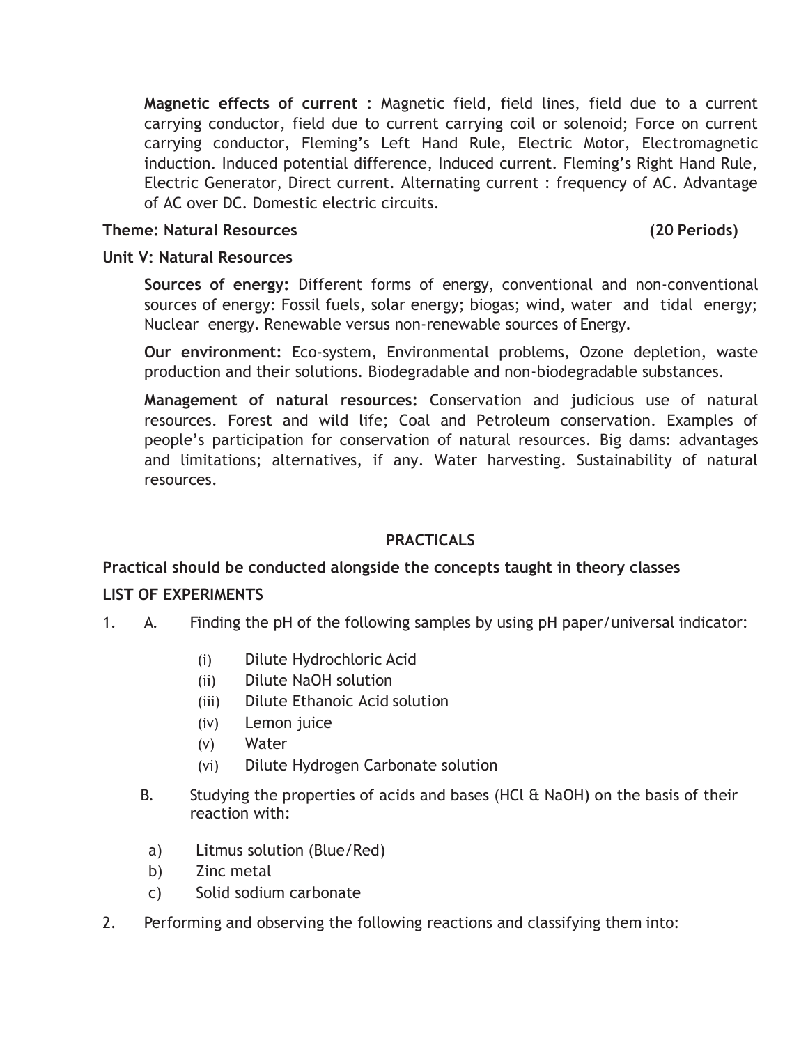**Magnetic effects of current :** Magnetic field, field lines, field due to a current carrying conductor, field due to current carrying coil or solenoid; Force on current carrying conductor, Fleming's Left Hand Rule, Electric Motor, Electromagnetic induction. Induced potential difference, Induced current. Fleming's Right Hand Rule, Electric Generator, Direct current. Alternating current : frequency of AC. Advantage of AC over DC. Domestic electric circuits.

**Theme: Natural Resources (20 Periods)**

**Unit V: Natural Resources**

**Sources of energy:** Different forms of energy, conventional and non-conventional sources of energy: Fossil fuels, solar energy; biogas; wind, water and tidal energy; Nuclear energy. Renewable versus non-renewable sources of Energy.

**Our environment:** Eco-system, Environmental problems, Ozone depletion, waste production and their solutions. Biodegradable and non-biodegradable substances.

**Management of natural resources:** Conservation and judicious use of natural resources. Forest and wild life; Coal and Petroleum conservation. Examples of people's participation for conservation of natural resources. Big dams: advantages and limitations; alternatives, if any. Water harvesting. Sustainability of natural resources.

## PRACTICALS

**Practical should be conducted alongside the concepts taught in theory classes**

**LIST OF EXPERIMENTS**

1. A. Finding the pH of the following samples by using pH paper/universal indicator:
   - (i) Dilute Hydrochloric Acid
   - (ii) Dilute NaOH solution
   - (iii) Dilute Ethanoic Acid solution
   - (iv) Lemon juice
   - (v) Water
   - (vi) Dilute Hydrogen Carbonate solution

   B. Studying the properties of acids and bases (HCl & NaOH) on the basis of their reaction with:
   - a) Litmus solution (Blue/Red)
   - b) Zinc metal
   - c) Solid sodium carbonate

2. Performing and observing the following reactions and classifying them into: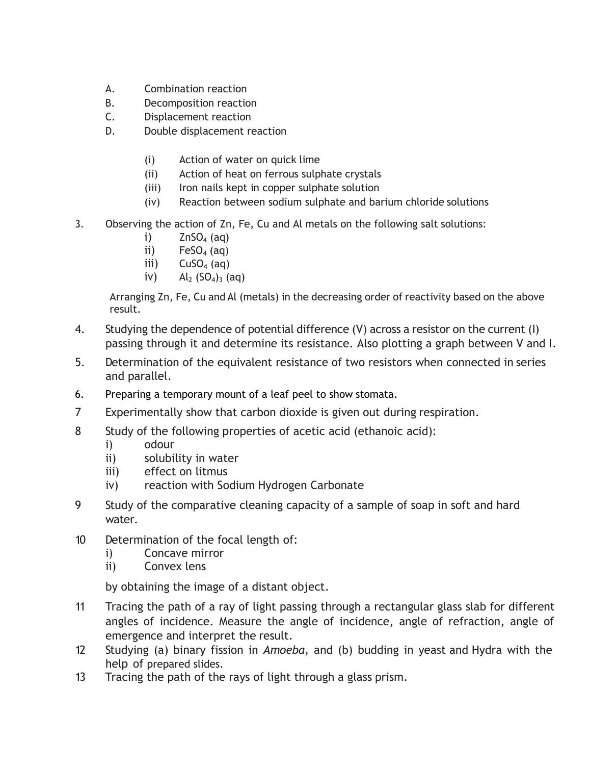A. Combination reaction
B. Decomposition reaction
C. Displacement reaction
D. Double displacement reaction

(i) Action of water on quick lime
(ii) Action of heat on ferrous sulphate crystals
(iii) Iron nails kept in copper sulphate solution
(iv) Reaction between sodium sulphate and barium chloride solutions

3. Observing the action of Zn, Fe, Cu and Al metals on the following salt solutions:
   i) $ZnSO_4$ (aq)
   ii) $FeSO_4$ (aq)
   iii) $CuSO_4$ (aq)
   iv) $Al_2(SO_4)_3$ (aq)

   Arranging Zn, Fe, Cu and Al (metals) in the decreasing order of reactivity based on the above result.

4. Studying the dependence of potential difference (V) across a resistor on the current (I) passing through it and determine its resistance. Also plotting a graph between V and I.

5. Determination of the equivalent resistance of two resistors when connected in series and parallel.

6. Preparing a temporary mount of a leaf peel to show stomata.

7 Experimentally show that carbon dioxide is given out during respiration.

8 Study of the following properties of acetic acid (ethanoic acid):
   i) odour
   ii) solubility in water
   iii) effect on litmus
   iv) reaction with Sodium Hydrogen Carbonate

9 Study of the comparative cleaning capacity of a sample of soap in soft and hard water.

10 Determination of the focal length of:
   i) Concave mirror
   ii) Convex lens

   by obtaining the image of a distant object.

11 Tracing the path of a ray of light passing through a rectangular glass slab for different angles of incidence. Measure the angle of incidence, angle of refraction, angle of emergence and interpret the result.

12 Studying (a) binary fission in *Amoeba,* and (b) budding in yeast and Hydra with the help of prepared slides.

13 Tracing the path of the rays of light through a glass prism.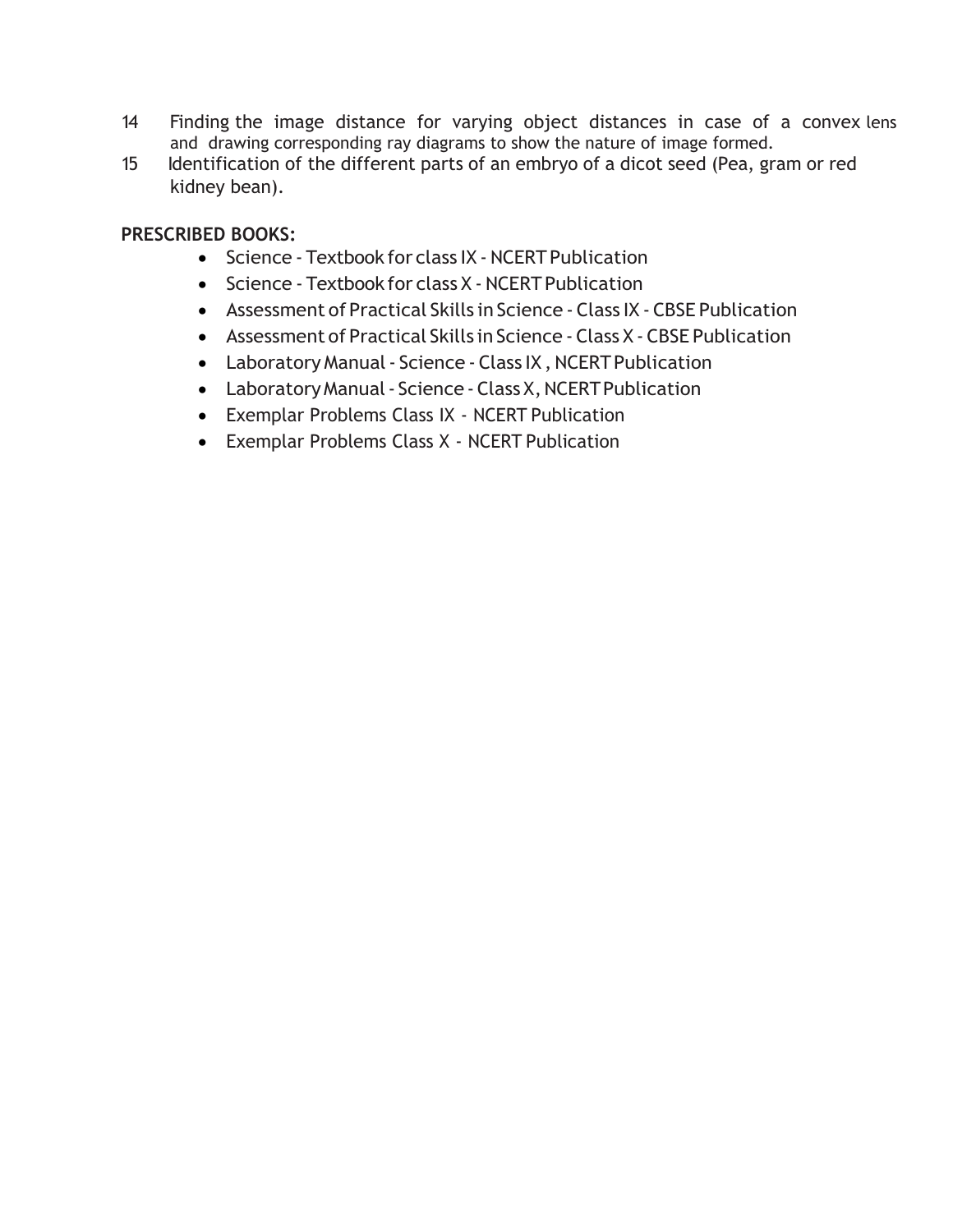14 Finding the image distance for varying object distances in case of a convex lens and drawing corresponding ray diagrams to show the nature of image formed.

15 Identification of the different parts of an embryo of a dicot seed (Pea, gram or red kidney bean).

**PRESCRIBED BOOKS:**

- Science - Textbook for class IX - NCERT Publication
- Science - Textbook for class X - NCERT Publication
- Assessment of Practical Skills in Science - Class IX - CBSE Publication
- Assessment of Practical Skills in Science - Class X - CBSE Publication
- Laboratory Manual - Science - Class IX , NCERT Publication
- Laboratory Manual - Science - Class X, NCERT Publication
- Exemplar Problems Class IX - NCERT Publication
- Exemplar Problems Class X - NCERT Publication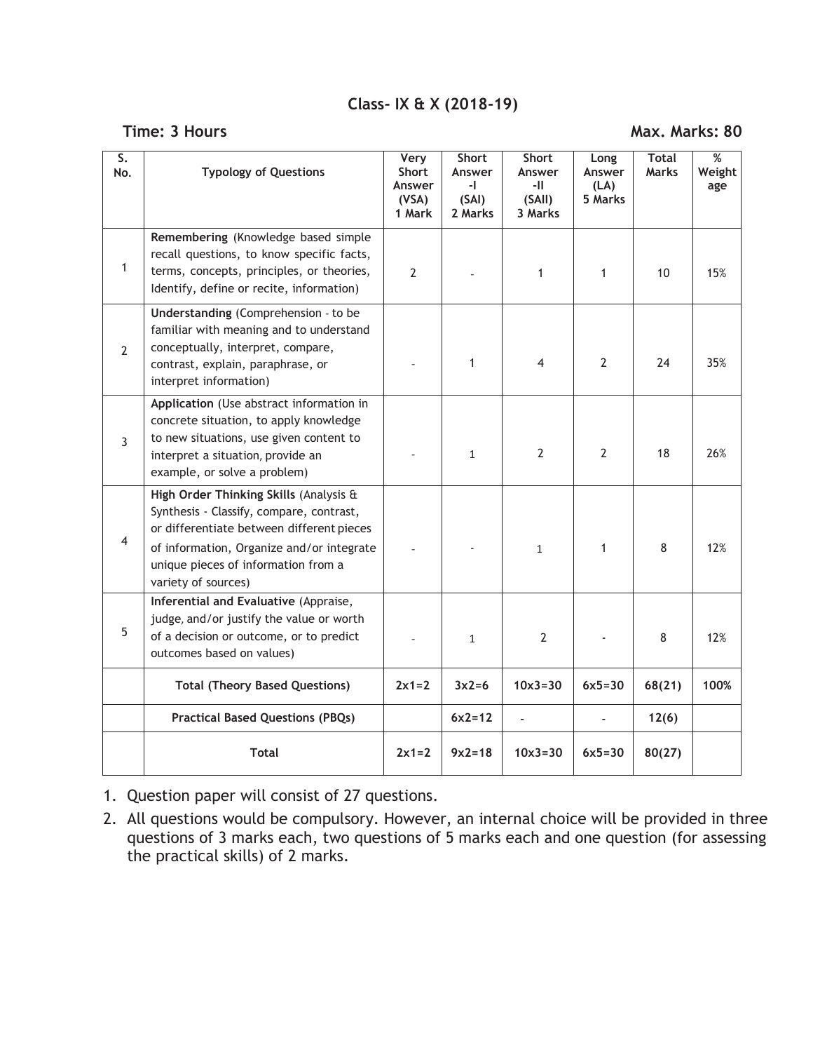## Class- IX & X (2018-19)

**Time: 3 Hours** **Max. Marks: 80**

| S. No. | Typology of Questions | Very Short Answer (VSA) 1 Mark | Short Answer -I (SAI) 2 Marks | Short Answer -II (SAII) 3 Marks | Long Answer (LA) 5 Marks | Total Marks | % Weight age |
|---|---|---|---|---|---|---|---|
| 1 | **Remembering** (Knowledge based simple recall questions, to know specific facts, terms, concepts, principles, or theories, Identify, define or recite, information) | 2 | - | 1 | 1 | 10 | 15% |
| 2 | **Understanding** (Comprehension - to be familiar with meaning and to understand conceptually, interpret, compare, contrast, explain, paraphrase, or interpret information) | - | 1 | 4 | 2 | 24 | 35% |
| 3 | **Application** (Use abstract information in concrete situation, to apply knowledge to new situations, use given content to interpret a situation, provide an example, or solve a problem) | - | 1 | 2 | 2 | 18 | 26% |
| 4 | **High Order Thinking Skills** (Analysis & Synthesis - Classify, compare, contrast, or differentiate between different pieces of information, Organize and/or integrate unique pieces of information from a variety of sources) | - | - | 1 | 1 | 8 | 12% |
| 5 | **Inferential and Evaluative** (Appraise, judge, and/or justify the value or worth of a decision or outcome, or to predict outcomes based on values) | - | 1 | 2 | - | 8 | 12% |
| | **Total (Theory Based Questions)** | **2x1=2** | **3x2=6** | **10x3=30** | **6x5=30** | **68(21)** | **100%** |
| | **Practical Based Questions (PBQs)** | | **6x2=12** | **-** | **-** | **12(6)** | |
| | **Total** | **2x1=2** | **9x2=18** | **10x3=30** | **6x5=30** | **80(27)** | |

1. Question paper will consist of 27 questions.
2. All questions would be compulsory. However, an internal choice will be provided in three questions of 3 marks each, two questions of 5 marks each and one question (for assessing the practical skills) of 2 marks.